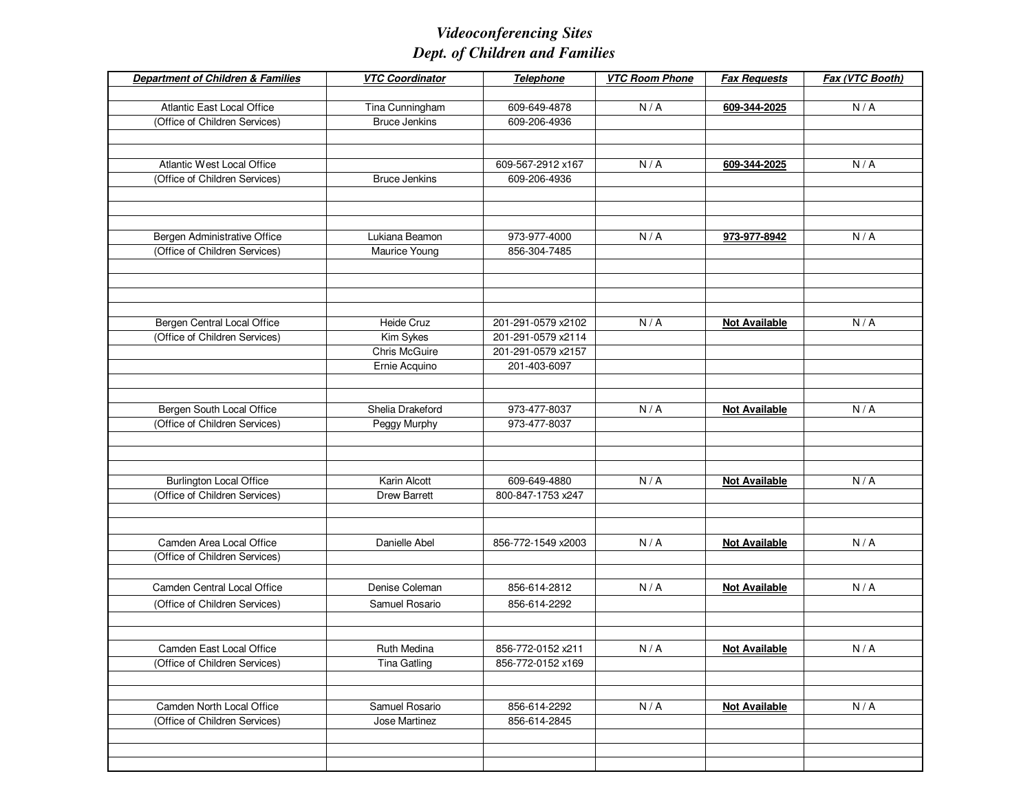# *Videoconferencing Sites*
# *Dept. of Children and Families*

| ***Department of Children & Families*** | ***VTC Coordinator*** | ***Telephone*** | ***VTC Room Phone*** | ***Fax Requests*** | ***Fax (VTC Booth)*** |
|---|---|---|---|---|---|
| | | | | | |
| Atlantic East Local Office | Tina Cunningham | 609-649-4878 | N / A | **609-344-2025** | N / A |
| (Office of Children Services) | Bruce Jenkins | 609-206-4936 | | | |
| | | | | | |
| | | | | | |
| Atlantic West Local Office | | 609-567-2912 x167 | N / A | **609-344-2025** | N / A |
| (Office of Children Services) | Bruce Jenkins | 609-206-4936 | | | |
| | | | | | |
| | | | | | |
| | | | | | |
| Bergen Administrative Office | Lukiana Beamon | 973-977-4000 | N / A | **973-977-8942** | N / A |
| (Office of Children Services) | Maurice Young | 856-304-7485 | | | |
| | | | | | |
| | | | | | |
| | | | | | |
| | | | | | |
| Bergen Central Local Office | Heide Cruz | 201-291-0579 x2102 | N / A | **Not Available** | N / A |
| (Office of Children Services) | Kim Sykes | 201-291-0579 x2114 | | | |
| | Chris McGuire | 201-291-0579 x2157 | | | |
| | Ernie Acquino | 201-403-6097 | | | |
| | | | | | |
| | | | | | |
| Bergen South Local Office | Shelia Drakeford | 973-477-8037 | N / A | **Not Available** | N / A |
| (Office of Children Services) | Peggy Murphy | 973-477-8037 | | | |
| | | | | | |
| | | | | | |
| | | | | | |
| Burlington Local Office | Karin Alcott | 609-649-4880 | N / A | **Not Available** | N / A |
| (Office of Children Services) | Drew Barrett | 800-847-1753 x247 | | | |
| | | | | | |
| | | | | | |
| Camden Area Local Office | Danielle Abel | 856-772-1549 x2003 | N / A | **Not Available** | N / A |
| (Office of Children Services) | | | | | |
| | | | | | |
| Camden Central Local Office | Denise Coleman | 856-614-2812 | N / A | **Not Available** | N / A |
| (Office of Children Services) | Samuel Rosario | 856-614-2292 | | | |
| | | | | | |
| | | | | | |
| Camden East Local Office | Ruth Medina | 856-772-0152 x211 | N / A | **Not Available** | N / A |
| (Office of Children Services) | Tina Gatling | 856-772-0152 x169 | | | |
| | | | | | |
| | | | | | |
| Camden North Local Office | Samuel Rosario | 856-614-2292 | N / A | **Not Available** | N / A |
| (Office of Children Services) | Jose Martinez | 856-614-2845 | | | |
| | | | | | |
| | | | | | |
| | | | | | |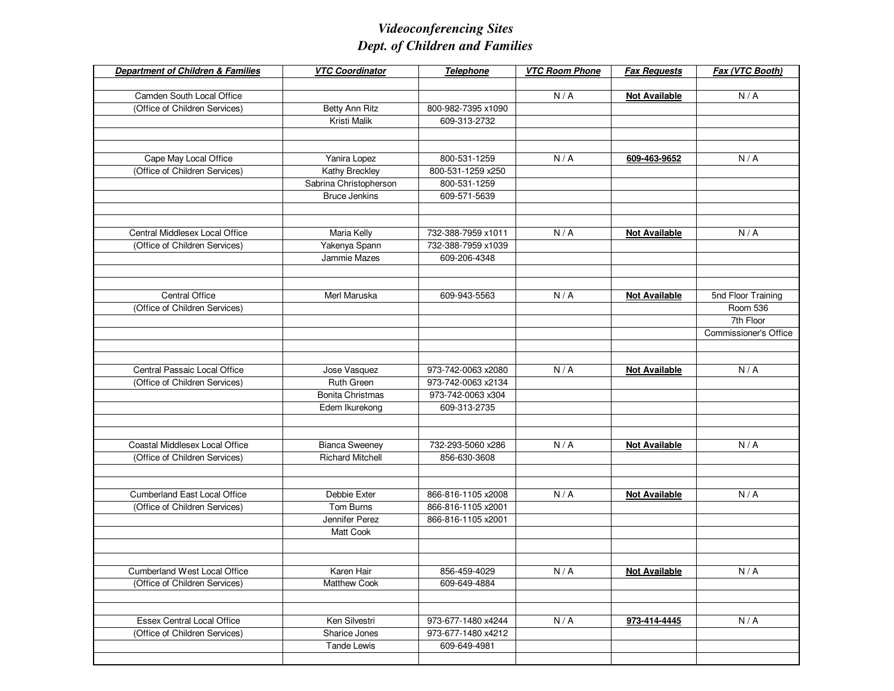# *Videoconferencing Sites*
# *Dept. of Children and Families*

| ***Department of Children & Families*** | ***VTC Coordinator*** | ***Telephone*** | ***VTC Room Phone*** | ***Fax Requests*** | ***Fax (VTC Booth)*** |
|---|---|---|---|---|---|
| | | | | | |
| Camden South Local Office | | | N / A | **Not Available** | N / A |
| (Office of Children Services) | Betty Ann Ritz | 800-982-7395 x1090 | | | |
| | Kristi Malik | 609-313-2732 | | | |
| | | | | | |
| | | | | | |
| Cape May Local Office | Yanira Lopez | 800-531-1259 | N / A | **609-463-9652** | N / A |
| (Office of Children Services) | Kathy Breckley | 800-531-1259 x250 | | | |
| | Sabrina Christopherson | 800-531-1259 | | | |
| | Bruce Jenkins | 609-571-5639 | | | |
| | | | | | |
| | | | | | |
| Central Middlesex Local Office | Maria Kelly | 732-388-7959 x1011 | N / A | **Not Available** | N / A |
| (Office of Children Services) | Yakenya Spann | 732-388-7959 x1039 | | | |
| | Jammie Mazes | 609-206-4348 | | | |
| | | | | | |
| | | | | | |
| Central Office | Merl Maruska | 609-943-5563 | N / A | **Not Available** | 5nd Floor Training |
| (Office of Children Services) | | | | | Room 536 |
| | | | | | 7th Floor |
| | | | | | Commissioner's Office |
| | | | | | |
| | | | | | |
| Central Passaic Local Office | Jose Vasquez | 973-742-0063 x2080 | N / A | **Not Available** | N / A |
| (Office of Children Services) | Ruth Green | 973-742-0063 x2134 | | | |
| | Bonita Christmas | 973-742-0063 x304 | | | |
| | Edem Ikurekong | 609-313-2735 | | | |
| | | | | | |
| | | | | | |
| Coastal Middlesex Local Office | Bianca Sweeney | 732-293-5060 x286 | N / A | **Not Available** | N / A |
| (Office of Children Services) | Richard Mitchell | 856-630-3608 | | | |
| | | | | | |
| | | | | | |
| Cumberland East Local Office | Debbie Exter | 866-816-1105 x2008 | N / A | **Not Available** | N / A |
| (Office of Children Services) | Tom Burns | 866-816-1105 x2001 | | | |
| | Jennifer Perez | 866-816-1105 x2001 | | | |
| | Matt Cook | | | | |
| | | | | | |
| | | | | | |
| Cumberland West Local Office | Karen Hair | 856-459-4029 | N / A | **Not Available** | N / A |
| (Office of Children Services) | Matthew Cook | 609-649-4884 | | | |
| | | | | | |
| | | | | | |
| Essex Central Local Office | Ken Silvestri | 973-677-1480 x4244 | N / A | **973-414-4445** | N / A |
| (Office of Children Services) | Sharice Jones | 973-677-1480 x4212 | | | |
| | Tande Lewis | 609-649-4981 | | | |
| | | | | | |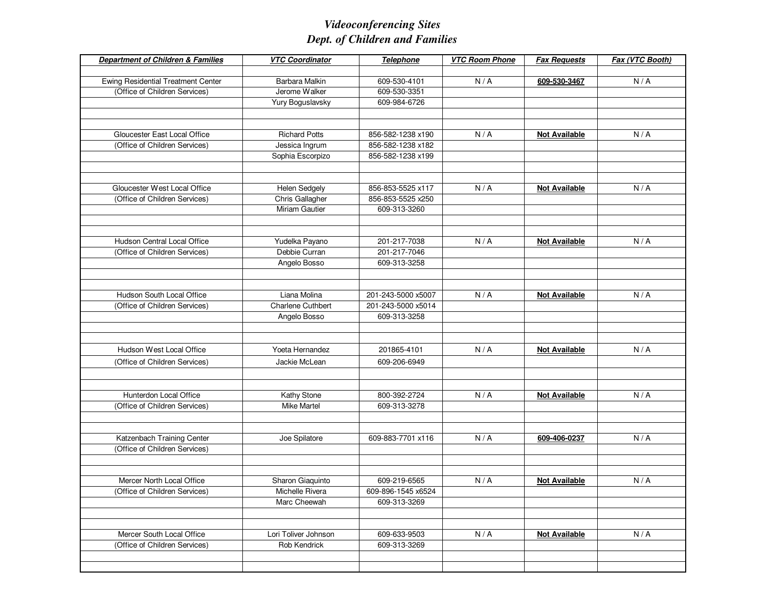# *Videoconferencing Sites*
# *Dept. of Children and Families*

| ***Department of Children & Families*** | ***VTC Coordinator*** | ***Telephone*** | ***VTC Room Phone*** | ***Fax Requests*** | ***Fax (VTC Booth)*** |
|---|---|---|---|---|---|
| | | | | | |
| Ewing Residential Treatment Center | Barbara Malkin | 609-530-4101 | N / A | **609-530-3467** | N / A |
| (Office of Children Services) | Jerome Walker | 609-530-3351 | | | |
| | Yury Boguslavsky | 609-984-6726 | | | |
| | | | | | |
| | | | | | |
| Gloucester East Local Office | Richard Potts | 856-582-1238 x190 | N / A | **Not Available** | N / A |
| (Office of Children Services) | Jessica Ingrum | 856-582-1238 x182 | | | |
| | Sophia Escorpizo | 856-582-1238 x199 | | | |
| | | | | | |
| | | | | | |
| Gloucester West Local Office | Helen Sedgely | 856-853-5525 x117 | N / A | **Not Available** | N / A |
| (Office of Children Services) | Chris Gallagher | 856-853-5525 x250 | | | |
| | Miriam Gautier | 609-313-3260 | | | |
| | | | | | |
| | | | | | |
| Hudson Central Local Office | Yudelka Payano | 201-217-7038 | N / A | **Not Available** | N / A |
| (Office of Children Services) | Debbie Curran | 201-217-7046 | | | |
| | Angelo Bosso | 609-313-3258 | | | |
| | | | | | |
| | | | | | |
| Hudson South Local Office | Liana Molina | 201-243-5000 x5007 | N / A | **Not Available** | N / A |
| (Office of Children Services) | Charlene Cuthbert | 201-243-5000 x5014 | | | |
| | Angelo Bosso | 609-313-3258 | | | |
| | | | | | |
| | | | | | |
| Hudson West Local Office | Yoeta Hernandez | 201865-4101 | N / A | **Not Available** | N / A |
| (Office of Children Services) | Jackie McLean | 609-206-6949 | | | |
| | | | | | |
| | | | | | |
| Hunterdon Local Office | Kathy Stone | 800-392-2724 | N / A | **Not Available** | N / A |
| (Office of Children Services) | Mike Martel | 609-313-3278 | | | |
| | | | | | |
| | | | | | |
| Katzenbach Training Center | Joe Spilatore | 609-883-7701 x116 | N / A | **609-406-0237** | N / A |
| (Office of Children Services) | | | | | |
| | | | | | |
| | | | | | |
| Mercer North Local Office | Sharon Giaquinto | 609-219-6565 | N / A | **Not Available** | N / A |
| (Office of Children Services) | Michelle Rivera | 609-896-1545 x6524 | | | |
| | Marc Cheewah | 609-313-3269 | | | |
| | | | | | |
| | | | | | |
| Mercer South Local Office | Lori Toliver Johnson | 609-633-9503 | N / A | **Not Available** | N / A |
| (Office of Children Services) | Rob Kendrick | 609-313-3269 | | | |
| | | | | | |
| | | | | | |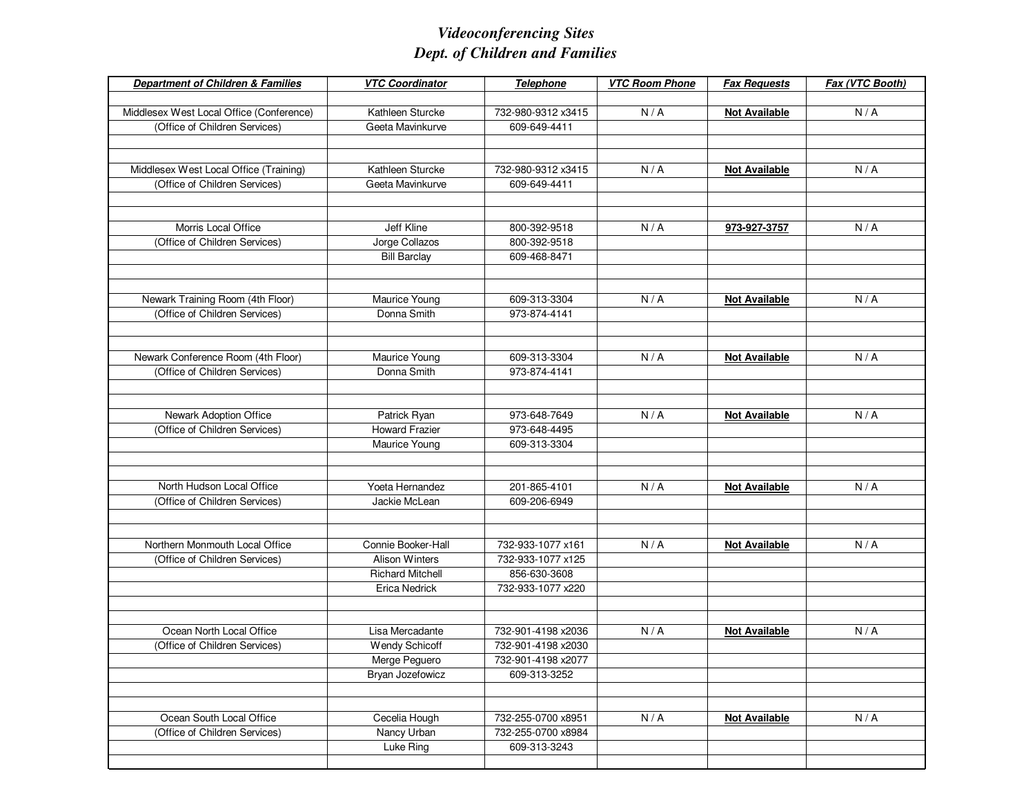# *Videoconferencing Sites*
# *Dept. of Children and Families*

| ***Department of Children & Families*** | ***VTC Coordinator*** | ***Telephone*** | ***VTC Room Phone*** | ***Fax Requests*** | ***Fax (VTC Booth)*** |
|---|---|---|---|---|---|
| | | | | | |
| Middlesex West Local Office (Conference) | Kathleen Sturcke | 732-980-9312 x3415 | N / A | **Not Available** | N / A |
| (Office of Children Services) | Geeta Mavinkurve | 609-649-4411 | | | |
| | | | | | |
| | | | | | |
| Middlesex West Local Office (Training) | Kathleen Sturcke | 732-980-9312 x3415 | N / A | **Not Available** | N / A |
| (Office of Children Services) | Geeta Mavinkurve | 609-649-4411 | | | |
| | | | | | |
| | | | | | |
| Morris Local Office | Jeff Kline | 800-392-9518 | N / A | **973-927-3757** | N / A |
| (Office of Children Services) | Jorge Collazos | 800-392-9518 | | | |
| | Bill Barclay | 609-468-8471 | | | |
| | | | | | |
| | | | | | |
| Newark Training Room (4th Floor) | Maurice Young | 609-313-3304 | N / A | **Not Available** | N / A |
| (Office of Children Services) | Donna Smith | 973-874-4141 | | | |
| | | | | | |
| | | | | | |
| Newark Conference Room (4th Floor) | Maurice Young | 609-313-3304 | N / A | **Not Available** | N / A |
| (Office of Children Services) | Donna Smith | 973-874-4141 | | | |
| | | | | | |
| | | | | | |
| Newark Adoption Office | Patrick Ryan | 973-648-7649 | N / A | **Not Available** | N / A |
| (Office of Children Services) | Howard Frazier | 973-648-4495 | | | |
| | Maurice Young | 609-313-3304 | | | |
| | | | | | |
| | | | | | |
| North Hudson Local Office | Yoeta Hernandez | 201-865-4101 | N / A | **Not Available** | N / A |
| (Office of Children Services) | Jackie McLean | 609-206-6949 | | | |
| | | | | | |
| | | | | | |
| Northern Monmouth Local Office | Connie Booker-Hall | 732-933-1077 x161 | N / A | **Not Available** | N / A |
| (Office of Children Services) | Alison Winters | 732-933-1077 x125 | | | |
| | Richard Mitchell | 856-630-3608 | | | |
| | Erica Nedrick | 732-933-1077 x220 | | | |
| | | | | | |
| | | | | | |
| Ocean North Local Office | Lisa Mercadante | 732-901-4198 x2036 | N / A | **Not Available** | N / A |
| (Office of Children Services) | Wendy Schicoff | 732-901-4198 x2030 | | | |
| | Merge Peguero | 732-901-4198 x2077 | | | |
| | Bryan Jozefowicz | 609-313-3252 | | | |
| | | | | | |
| | | | | | |
| Ocean South Local Office | Cecelia Hough | 732-255-0700 x8951 | N / A | **Not Available** | N / A |
| (Office of Children Services) | Nancy Urban | 732-255-0700 x8984 | | | |
| | Luke Ring | 609-313-3243 | | | |
| | | | | | |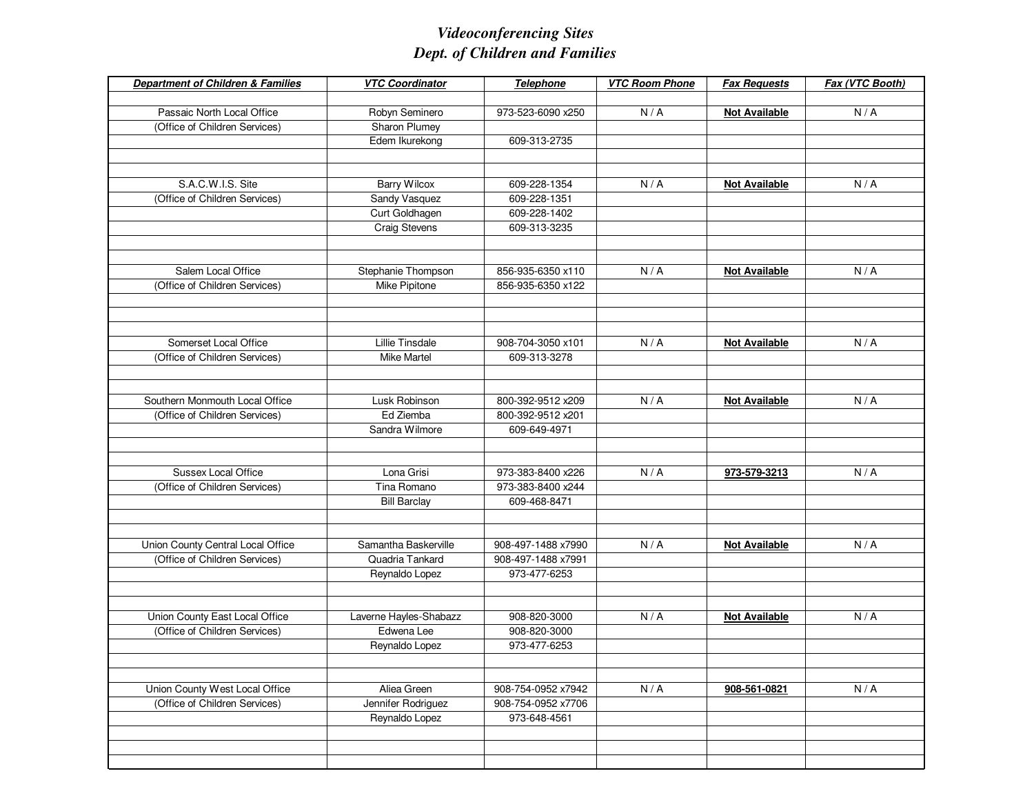# *Videoconferencing Sites*
# *Dept. of Children and Families*

| ***Department of Children & Families*** | ***VTC Coordinator*** | ***Telephone*** | ***VTC Room Phone*** | ***Fax Requests*** | ***Fax (VTC Booth)*** |
|---|---|---|---|---|---|
| | | | | | |
| Passaic North Local Office | Robyn Seminero | 973-523-6090 x250 | N / A | **Not Available** | N / A |
| (Office of Children Services) | Sharon Plumey | | | | |
| | Edem Ikurekong | 609-313-2735 | | | |
| | | | | | |
| | | | | | |
| S.A.C.W.I.S. Site | Barry Wilcox | 609-228-1354 | N / A | **Not Available** | N / A |
| (Office of Children Services) | Sandy Vasquez | 609-228-1351 | | | |
| | Curt Goldhagen | 609-228-1402 | | | |
| | Craig Stevens | 609-313-3235 | | | |
| | | | | | |
| | | | | | |
| Salem Local Office | Stephanie Thompson | 856-935-6350 x110 | N / A | **Not Available** | N / A |
| (Office of Children Services) | Mike Pipitone | 856-935-6350 x122 | | | |
| | | | | | |
| | | | | | |
| | | | | | |
| Somerset Local Office | Lillie Tinsdale | 908-704-3050 x101 | N / A | **Not Available** | N / A |
| (Office of Children Services) | Mike Martel | 609-313-3278 | | | |
| | | | | | |
| | | | | | |
| Southern Monmouth Local Office | Lusk Robinson | 800-392-9512 x209 | N / A | **Not Available** | N / A |
| (Office of Children Services) | Ed Ziemba | 800-392-9512 x201 | | | |
| | Sandra Wilmore | 609-649-4971 | | | |
| | | | | | |
| | | | | | |
| Sussex Local Office | Lona Grisi | 973-383-8400 x226 | N / A | **973-579-3213** | N / A |
| (Office of Children Services) | Tina Romano | 973-383-8400 x244 | | | |
| | Bill Barclay | 609-468-8471 | | | |
| | | | | | |
| | | | | | |
| Union County Central Local Office | Samantha Baskerville | 908-497-1488 x7990 | N / A | **Not Available** | N / A |
| (Office of Children Services) | Quadria Tankard | 908-497-1488 x7991 | | | |
| | Reynaldo Lopez | 973-477-6253 | | | |
| | | | | | |
| | | | | | |
| Union County East Local Office | Laverne Hayles-Shabazz | 908-820-3000 | N / A | **Not Available** | N / A |
| (Office of Children Services) | Edwena Lee | 908-820-3000 | | | |
| | Reynaldo Lopez | 973-477-6253 | | | |
| | | | | | |
| | | | | | |
| Union County West Local Office | Aliea Green | 908-754-0952 x7942 | N / A | **908-561-0821** | N / A |
| (Office of Children Services) | Jennifer Rodriguez | 908-754-0952 x7706 | | | |
| | Reynaldo Lopez | 973-648-4561 | | | |
| | | | | | |
| | | | | | |
| | | | | | |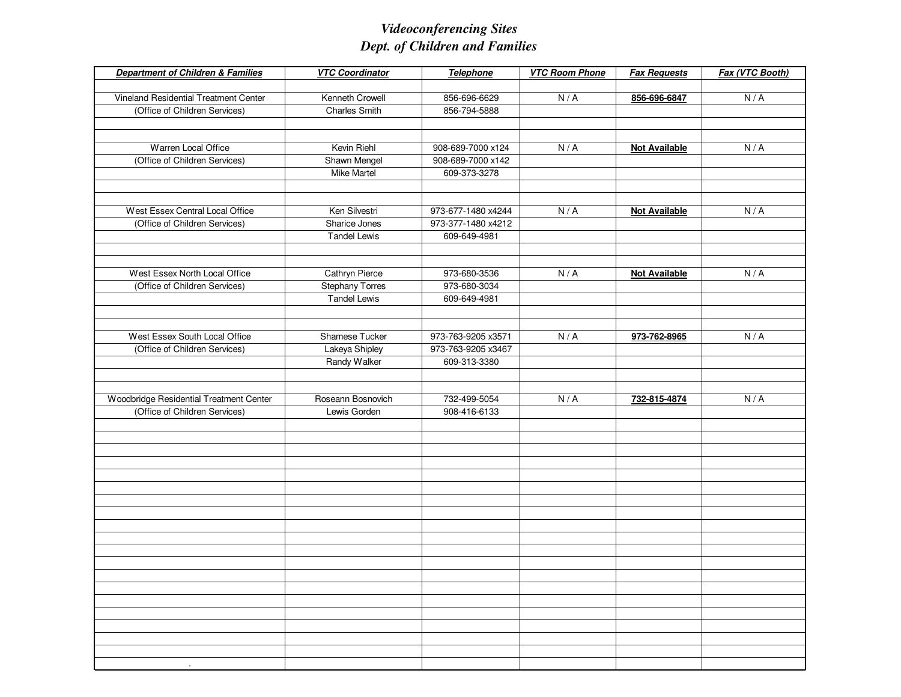# *Videoconferencing Sites*
# *Dept. of Children and Families*

| ***Department of Children & Families*** | ***VTC Coordinator*** | ***Telephone*** | ***VTC Room Phone*** | ***Fax Requests*** | ***Fax (VTC Booth)*** |
|---|---|---|---|---|---|
| Vineland Residential Treatment Center | Kenneth Crowell | 856-696-6629 | N / A | **856-696-6847** | N / A |
| (Office of Children Services) | Charles Smith | 856-794-5888 | | | |
| Warren Local Office | Kevin Riehl | 908-689-7000 x124 | N / A | **Not Available** | N / A |
| (Office of Children Services) | Shawn Mengel | 908-689-7000 x142 | | | |
| | Mike Martel | 609-373-3278 | | | |
| West Essex Central Local Office | Ken Silvestri | 973-677-1480 x4244 | N / A | **Not Available** | N / A |
| (Office of Children Services) | Sharice Jones | 973-377-1480 x4212 | | | |
| | Tandel Lewis | 609-649-4981 | | | |
| West Essex North Local Office | Cathryn Pierce | 973-680-3536 | N / A | **Not Available** | N / A |
| (Office of Children Services) | Stephany Torres | 973-680-3034 | | | |
| | Tandel Lewis | 609-649-4981 | | | |
| West Essex South Local Office | Shamese Tucker | 973-763-9205 x3571 | N / A | **973-762-8965** | N / A |
| (Office of Children Services) | Lakeya Shipley | 973-763-9205 x3467 | | | |
| | Randy Walker | 609-313-3380 | | | |
| Woodbridge Residential Treatment Center | Roseann Bosnovich | 732-499-5054 | N / A | **732-815-4874** | N / A |
| (Office of Children Services) | Lewis Gorden | 908-416-6133 | | | |